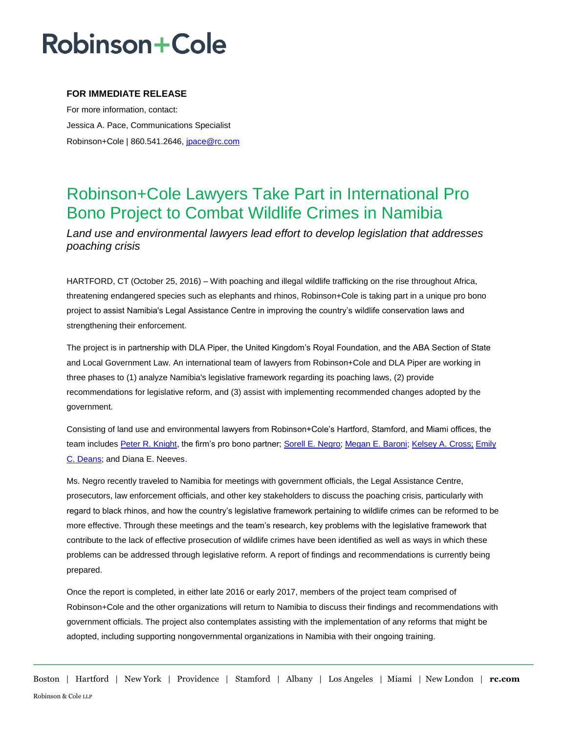# Robinson+Cole

**FOR IMMEDIATE RELEASE**

For more information, contact:

Jessica A. Pace, Communications Specialist

Robinson+Cole | 860.541.2646, jpace@rc.com

## Robinson+Cole Lawyers Take Part in International Pro Bono Project to Combat Wildlife Crimes in Namibia

*Land use and environmental lawyers lead effort to develop legislation that addresses poaching crisis*

HARTFORD, CT (October 25, 2016) – With poaching and illegal wildlife trafficking on the rise throughout Africa, threatening endangered species such as elephants and rhinos, Robinson+Cole is taking part in a unique pro bono project to assist Namibia's Legal Assistance Centre in improving the country's wildlife conservation laws and strengthening their enforcement.

The project is in partnership with DLA Piper, the United Kingdom's Royal Foundation, and the ABA Section of State and Local Government Law. An international team of lawyers from Robinson+Cole and DLA Piper are working in three phases to (1) analyze Namibia's legislative framework regarding its poaching laws, (2) provide recommendations for legislative reform, and (3) assist with implementing recommended changes adopted by the government.

Consisting of land use and environmental lawyers from Robinson+Cole's Hartford, Stamford, and Miami offices, the team includes Peter R. Knight, the firm's pro bono partner; Sorell E. Negro; Megan E. Baroni; Kelsey A. Cross; Emily C. Deans; and Diana E. Neeves.

Ms. Negro recently traveled to Namibia for meetings with government officials, the Legal Assistance Centre, prosecutors, law enforcement officials, and other key stakeholders to discuss the poaching crisis, particularly with regard to black rhinos, and how the country's legislative framework pertaining to wildlife crimes can be reformed to be more effective. Through these meetings and the team's research, key problems with the legislative framework that contribute to the lack of effective prosecution of wildlife crimes have been identified as well as ways in which these problems can be addressed through legislative reform. A report of findings and recommendations is currently being prepared.

Once the report is completed, in either late 2016 or early 2017, members of the project team comprised of Robinson+Cole and the other organizations will return to Namibia to discuss their findings and recommendations with government officials. The project also contemplates assisting with the implementation of any reforms that might be adopted, including supporting nongovernmental organizations in Namibia with their ongoing training.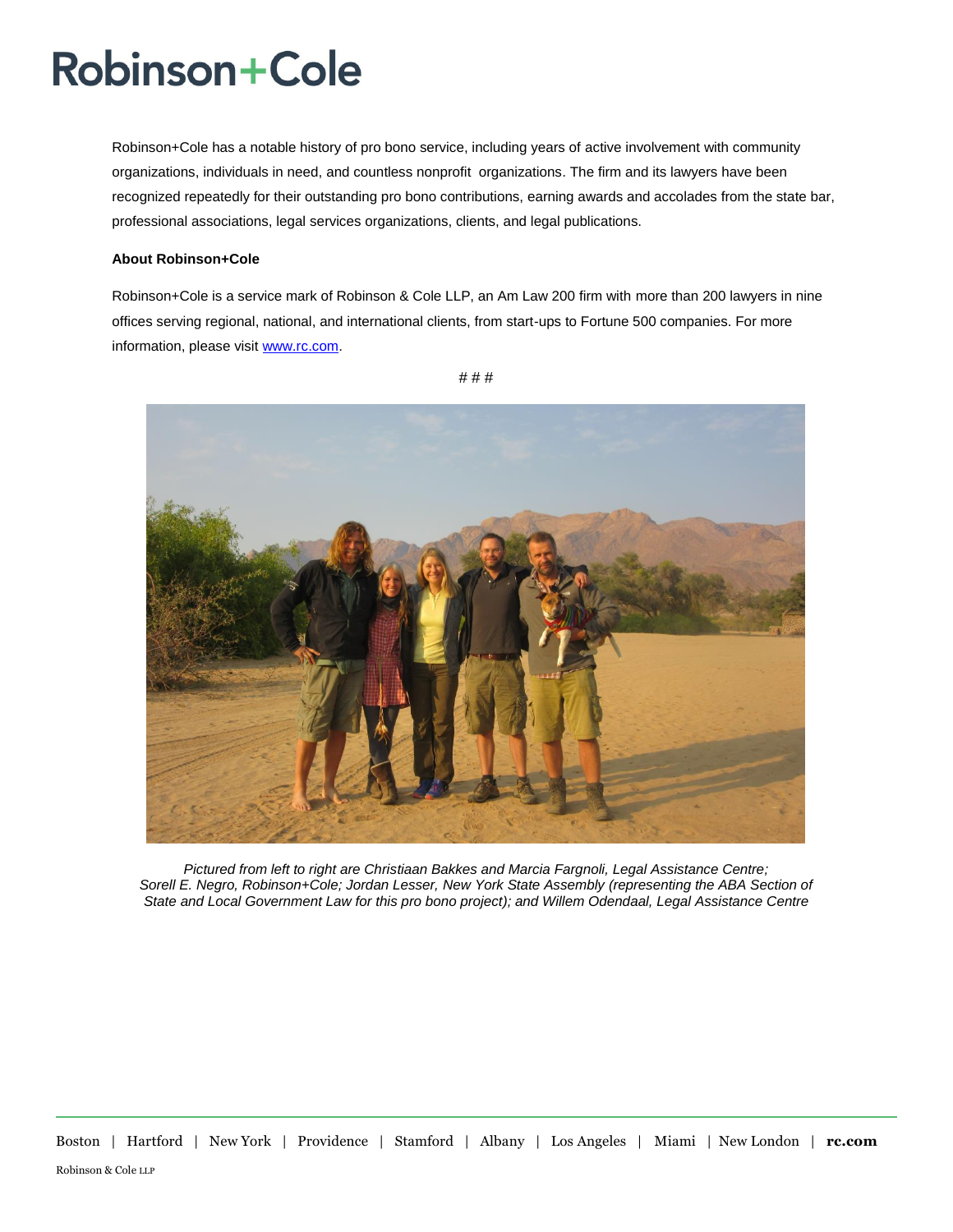Robinson+Cole has a notable history of pro bono service, including years of active involvement with community organizations, individuals in need, and countless nonprofit organizations. The firm and its lawyers have been recognized repeatedly for their outstanding pro bono contributions, earning awards and accolades from the state bar, professional associations, legal services organizations, clients, and legal publications.

**About Robinson+Cole**

Robinson+Cole is a service mark of Robinson & Cole LLP, an Am Law 200 firm with more than 200 lawyers in nine offices serving regional, national, and international clients, from start-ups to Fortune 500 companies. For more information, please visit [www.rc.com](http://www.rc.com).

# # #

*Pictured from left to right are Christiaan Bakkes and Marcia Fargnoli, Legal Assistance Centre; Sorell E. Negro, Robinson+Cole; Jordan Lesser, New York State Assembly (representing the ABA Section of State and Local Government Law for this pro bono project); and Willem Odendaal, Legal Assistance Centre*